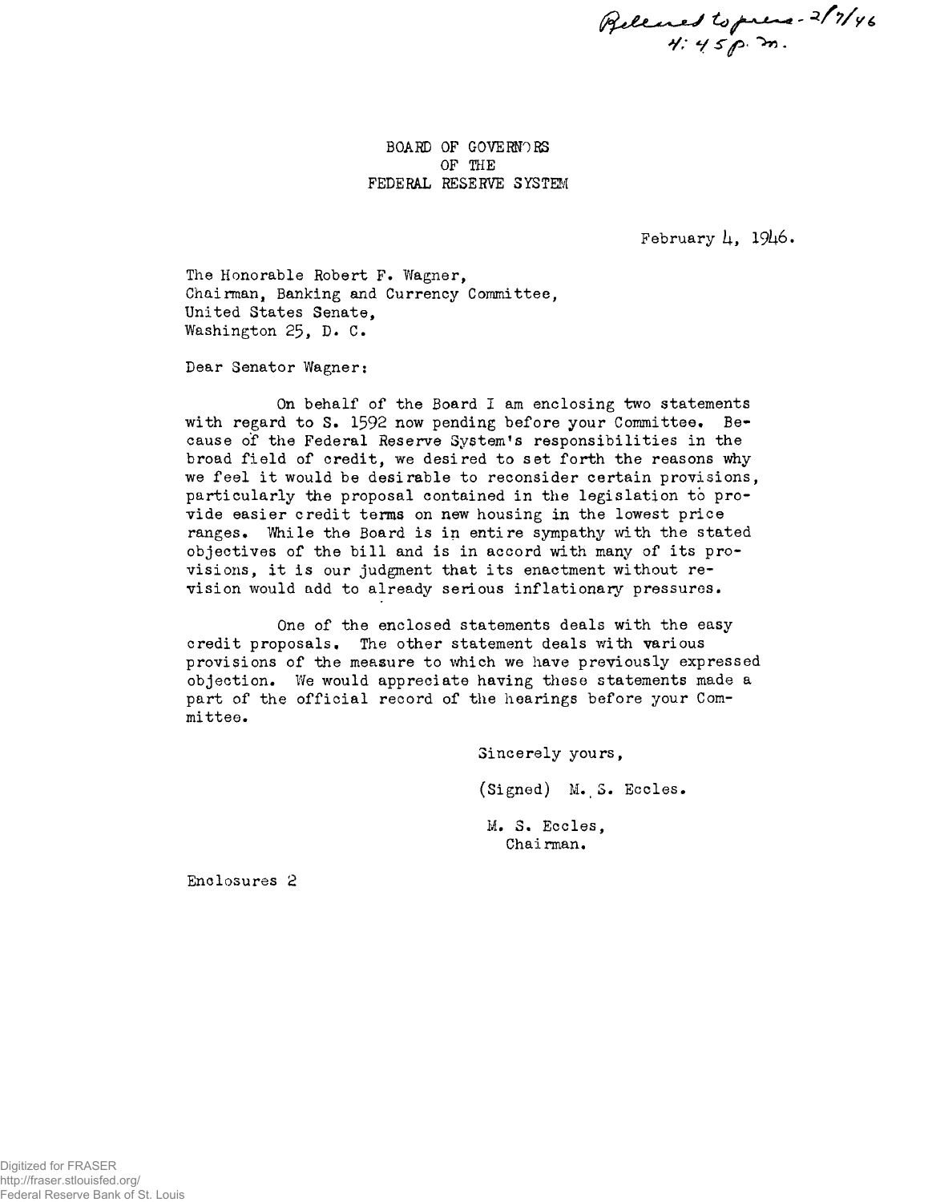Released to press - 2/7/46
4:45 p.m.

BOARD OF GOVERNORS
OF THE
FEDERAL RESERVE SYSTEM

February 4, 1946.

The Honorable Robert F. Wagner,
Chairman, Banking and Currency Committee,
United States Senate,
Washington 25, D. C.

Dear Senator Wagner:

On behalf of the Board I am enclosing two statements with regard to S. 1592 now pending before your Committee. Because of the Federal Reserve System's responsibilities in the broad field of credit, we desired to set forth the reasons why we feel it would be desirable to reconsider certain provisions, particularly the proposal contained in the legislation to provide easier credit terms on new housing in the lowest price ranges. While the Board is in entire sympathy with the stated objectives of the bill and is in accord with many of its provisions, it is our judgment that its enactment without revision would add to already serious inflationary pressures.

One of the enclosed statements deals with the easy credit proposals. The other statement deals with various provisions of the measure to which we have previously expressed objection. We would appreciate having these statements made a part of the official record of the hearings before your Committee.

Sincerely yours,

(Signed) M. S. Eccles.

M. S. Eccles,
Chairman.

Enclosures 2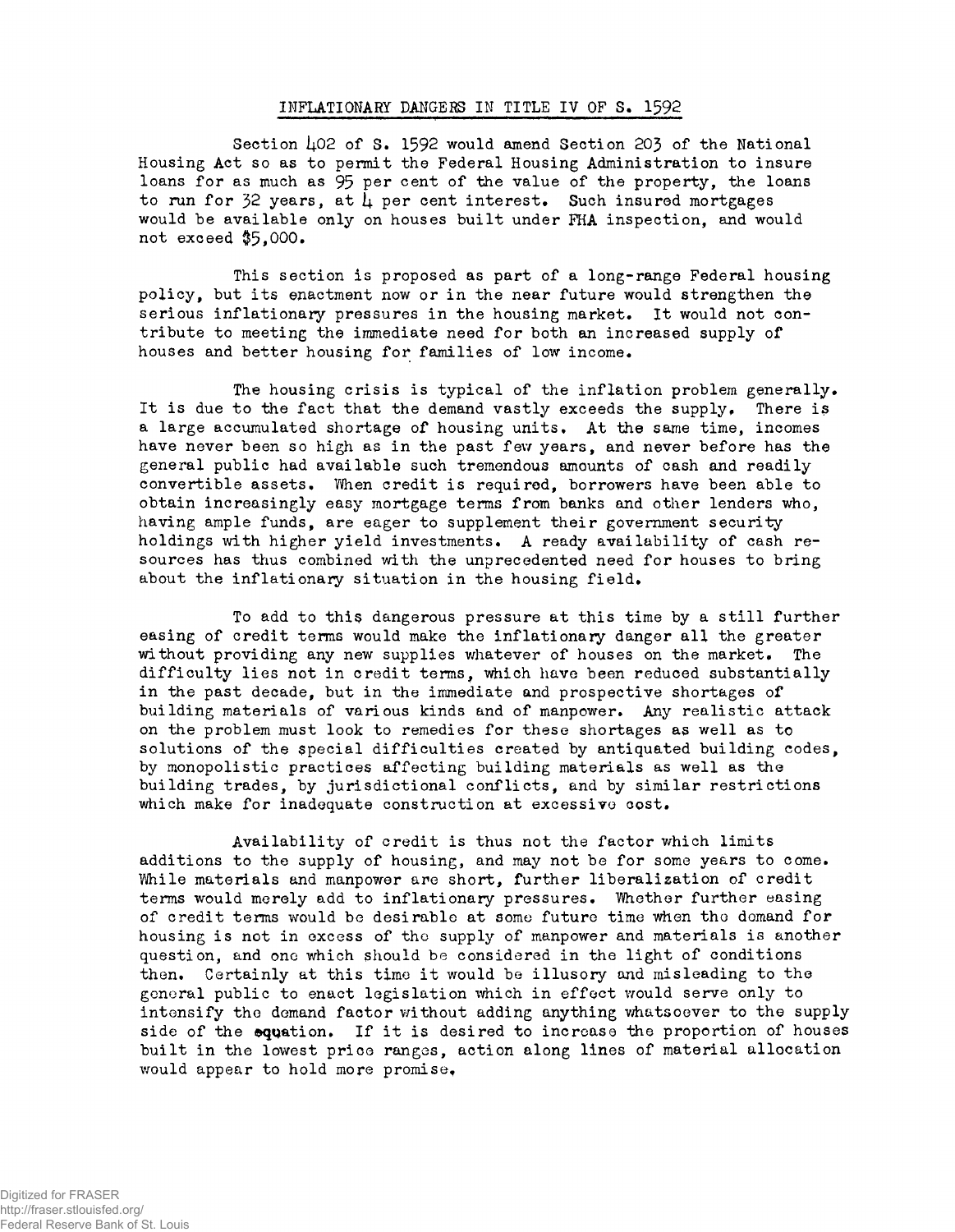## INFLATIONARY DANGERS IN TITLE IV OF S. 1592

Section 402 of S. 1592 would amend Section 203 of the National Housing Act so as to permit the Federal Housing Administration to insure loans for as much as 95 per cent of the value of the property, the loans to run for 32 years, at 4 per cent interest. Such insured mortgages would be available only on houses built under FHA inspection, and would not exceed $5,000.

This section is proposed as part of a long-range Federal housing policy, but its enactment now or in the near future would strengthen the serious inflationary pressures in the housing market. It would not contribute to meeting the immediate need for both an increased supply of houses and better housing for families of low income.

The housing crisis is typical of the inflation problem generally. It is due to the fact that the demand vastly exceeds the supply. There is a large accumulated shortage of housing units. At the same time, incomes have never been so high as in the past few years, and never before has the general public had available such tremendous amounts of cash and readily convertible assets. When credit is required, borrowers have been able to obtain increasingly easy mortgage terms from banks and other lenders who, having ample funds, are eager to supplement their government security holdings with higher yield investments. A ready availability of cash resources has thus combined with the unprecedented need for houses to bring about the inflationary situation in the housing field.

To add to this dangerous pressure at this time by a still further easing of credit terms would make the inflationary danger all the greater without providing any new supplies whatever of houses on the market. The difficulty lies not in credit terms, which have been reduced substantially in the past decade, but in the immediate and prospective shortages of building materials of various kinds and of manpower. Any realistic attack on the problem must look to remedies for these shortages as well as to solutions of the special difficulties created by antiquated building codes, by monopolistic practices affecting building materials as well as the building trades, by jurisdictional conflicts, and by similar restrictions which make for inadequate construction at excessive cost.

Availability of credit is thus not the factor which limits additions to the supply of housing, and may not be for some years to come. While materials and manpower are short, further liberalization of credit terms would merely add to inflationary pressures. Whether further easing of credit terms would be desirable at some future time when the demand for housing is not in excess of the supply of manpower and materials is another question, and one which should be considered in the light of conditions then. Certainly at this time it would be illusory and misleading to the general public to enact legislation which in effect would serve only to intensify the demand factor without adding anything whatsoever to the supply side of the equation. If it is desired to increase the proportion of houses built in the lowest price ranges, action along lines of material allocation would appear to hold more promise.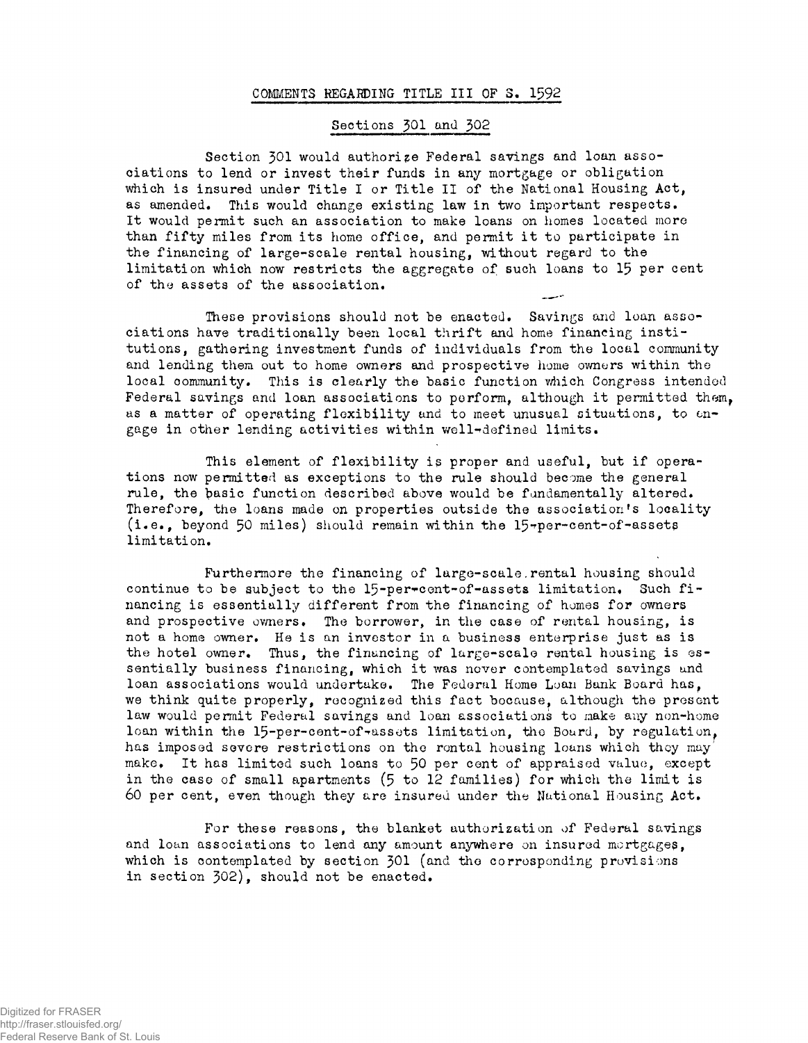## COMMENTS REGARDING TITLE III OF S. 1592

### Sections 301 and 302

Section 301 would authorize Federal savings and loan associations to lend or invest their funds in any mortgage or obligation which is insured under Title I or Title II of the National Housing Act, as amended. This would change existing law in two important respects. It would permit such an association to make loans on homes located more than fifty miles from its home office, and permit it to participate in the financing of large-scale rental housing, without regard to the limitation which now restricts the aggregate of such loans to 15 per cent of the assets of the association.

These provisions should not be enacted. Savings and loan associations have traditionally been local thrift and home financing institutions, gathering investment funds of individuals from the local community and lending them out to home owners and prospective home owners within the local community. This is clearly the basic function which Congress intended Federal savings and loan associations to perform, although it permitted them, as a matter of operating flexibility and to meet unusual situations, to engage in other lending activities within well-defined limits.

This element of flexibility is proper and useful, but if operations now permitted as exceptions to the rule should become the general rule, the basic function described above would be fundamentally altered. Therefore, the loans made on properties outside the association's locality (i.e., beyond 50 miles) should remain within the 15-per-cent-of-assets limitation.

Furthermore the financing of large-scale rental housing should continue to be subject to the 15-per-cent-of-assets limitation. Such financing is essentially different from the financing of homes for owners and prospective owners. The borrower, in the case of rental housing, is not a home owner. He is an investor in a business enterprise just as is the hotel owner. Thus, the financing of large-scale rental housing is essentially business financing, which it was never contemplated savings and loan associations would undertake. The Federal Home Loan Bank Board has, we think quite properly, recognized this fact because, although the present law would permit Federal savings and loan associations to make any non-home loan within the 15-per-cent-of-assets limitation, the Board, by regulation, has imposed severe restrictions on the rental housing loans which they may make. It has limited such loans to 50 per cent of appraised value, except in the case of small apartments (5 to 12 families) for which the limit is 60 per cent, even though they are insured under the National Housing Act.

For these reasons, the blanket authorization of Federal savings and loan associations to lend any amount anywhere on insured mortgages, which is contemplated by section 301 (and the corresponding provisions in section 302), should not be enacted.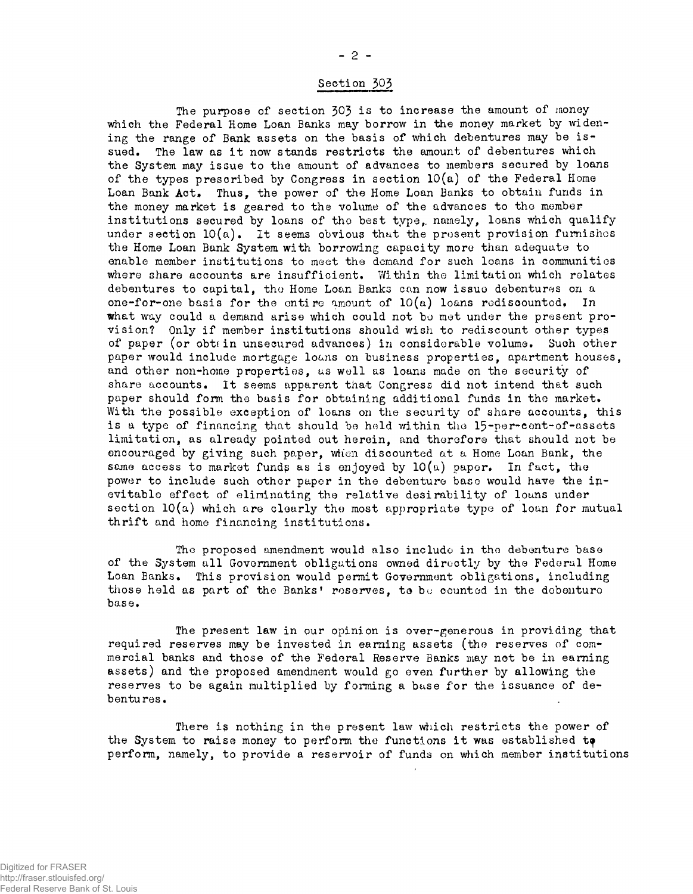## Section 303

The purpose of section 303 is to increase the amount of money which the Federal Home Loan Banks may borrow in the money market by widening the range of Bank assets on the basis of which debentures may be issued. The law as it now stands restricts the amount of debentures which the System may issue to the amount of advances to members secured by loans of the types prescribed by Congress in section 10(a) of the Federal Home Loan Bank Act. Thus, the power of the Home Loan Banks to obtain funds in the money market is geared to the volume of the advances to the member institutions secured by loans of the best type, namely, loans which qualify under section 10(a). It seems obvious that the present provision furnishes the Home Loan Bank System with borrowing capacity more than adequate to enable member institutions to meet the demand for such loans in communities where share accounts are insufficient. Within the limitation which relates debentures to capital, the Home Loan Banks can now issue debentures on a one-for-one basis for the entire amount of 10(a) loans rediscounted. In what way could a demand arise which could not be met under the present provision? Only if member institutions should wish to rediscount other types of paper (or obtain unsecured advances) in considerable volume. Such other paper would include mortgage loans on business properties, apartment houses, and other non-home properties, as well as loans made on the security of share accounts. It seems apparent that Congress did not intend that such paper should form the basis for obtaining additional funds in the market. With the possible exception of loans on the security of share accounts, this is a type of financing that should be held within the 15-per-cent-of-assets limitation, as already pointed out herein, and therefore that should not be encouraged by giving such paper, when discounted at a Home Loan Bank, the same access to market funds as is enjoyed by 10(a) paper. In fact, the power to include such other paper in the debenture base would have the inevitable effect of eliminating the relative desirability of loans under section 10(a) which are clearly the most appropriate type of loan for mutual thrift and home financing institutions.

The proposed amendment would also include in the debenture base of the System all Government obligations owned directly by the Federal Home Loan Banks. This provision would permit Government obligations, including those held as part of the Banks' reserves, to be counted in the debenture base.

The present law in our opinion is over-generous in providing that required reserves may be invested in earning assets (the reserves of commercial banks and those of the Federal Reserve Banks may not be in earning assets) and the proposed amendment would go even further by allowing the reserves to be again multiplied by forming a base for the issuance of debentures.

There is nothing in the present law which restricts the power of the System to raise money to perform the functions it was established to perform, namely, to provide a reservoir of funds on which member institutions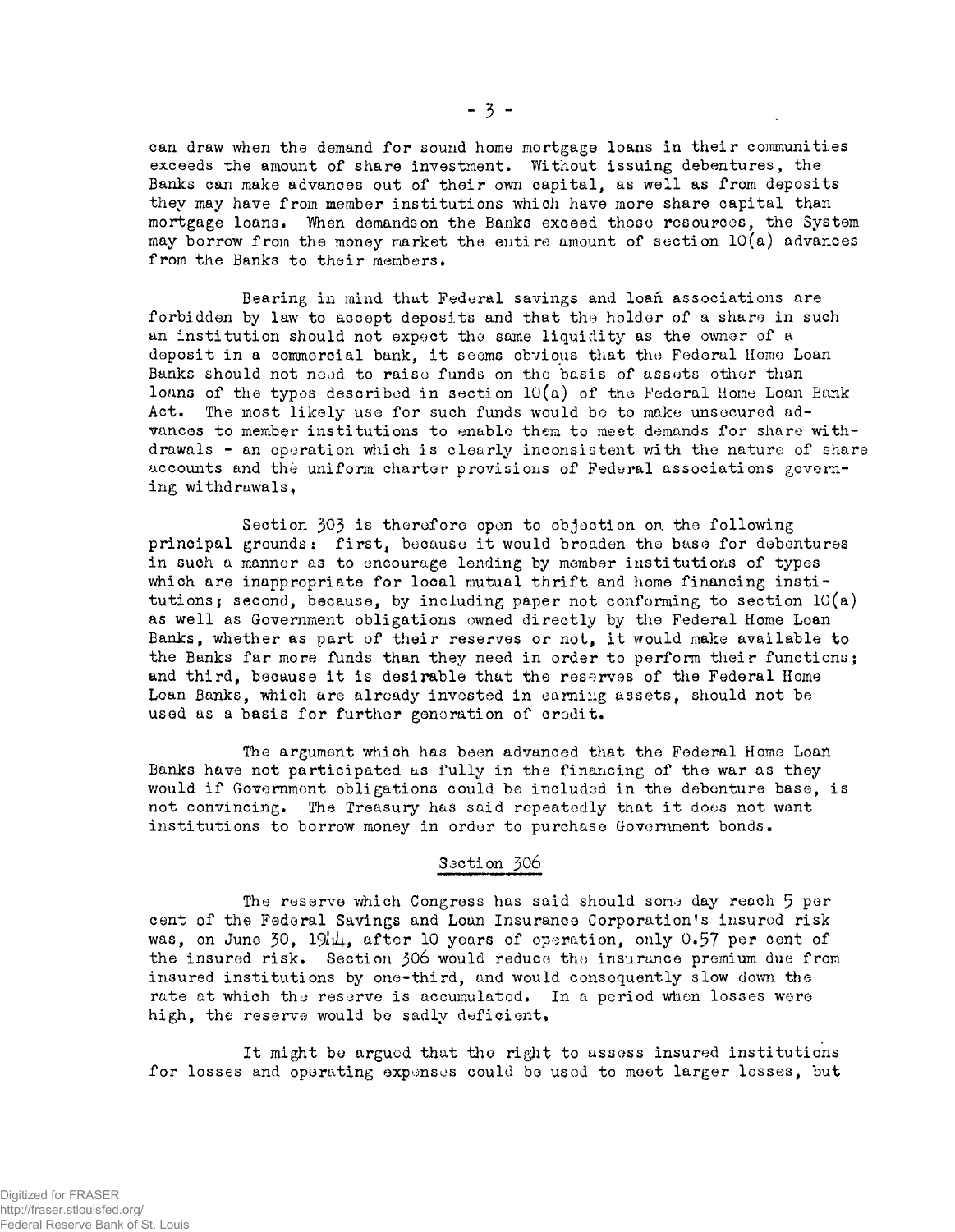can draw when the demand for sound home mortgage loans in their communities exceeds the amount of share investment. Without issuing debentures, the Banks can make advances out of their own capital, as well as from deposits they may have from member institutions which have more share capital than mortgage loans. When demands on the Banks exceed these resources, the System may borrow from the money market the entire amount of section 10(a) advances from the Banks to their members.

Bearing in mind that Federal savings and loan associations are forbidden by law to accept deposits and that the holder of a share in such an institution should not expect the same liquidity as the owner of a deposit in a commercial bank, it seems obvious that the Federal Home Loan Banks should not need to raise funds on the basis of assets other than loans of the types described in section 10(a) of the Federal Home Loan Bank Act. The most likely use for such funds would be to make unsecured advances to member institutions to enable them to meet demands for share withdrawals - an operation which is clearly inconsistent with the nature of share accounts and the uniform charter provisions of Federal associations governing withdrawals.

Section 303 is therefore open to objection on the following principal grounds: first, because it would broaden the base for debentures in such a manner as to encourage lending by member institutions of types which are inappropriate for local mutual thrift and home financing institutions; second, because, by including paper not conforming to section 10(a) as well as Government obligations owned directly by the Federal Home Loan Banks, whether as part of their reserves or not, it would make available to the Banks far more funds than they need in order to perform their functions; and third, because it is desirable that the reserves of the Federal Home Loan Banks, which are already invested in earning assets, should not be used as a basis for further generation of credit.

The argument which has been advanced that the Federal Home Loan Banks have not participated as fully in the financing of the war as they would if Government obligations could be included in the debenture base, is not convincing. The Treasury has said repeatedly that it does not want institutions to borrow money in order to purchase Government bonds.

## Section 306

The reserve which Congress has said should some day reach 5 per cent of the Federal Savings and Loan Insurance Corporation's insured risk was, on June 30, 1944, after 10 years of operation, only 0.57 per cent of the insured risk. Section 306 would reduce the insurance premium due from insured institutions by one-third, and would consequently slow down the rate at which the reserve is accumulated. In a period when losses were high, the reserve would be sadly deficient.

It might be argued that the right to assess insured institutions for losses and operating expenses could be used to meet larger losses, but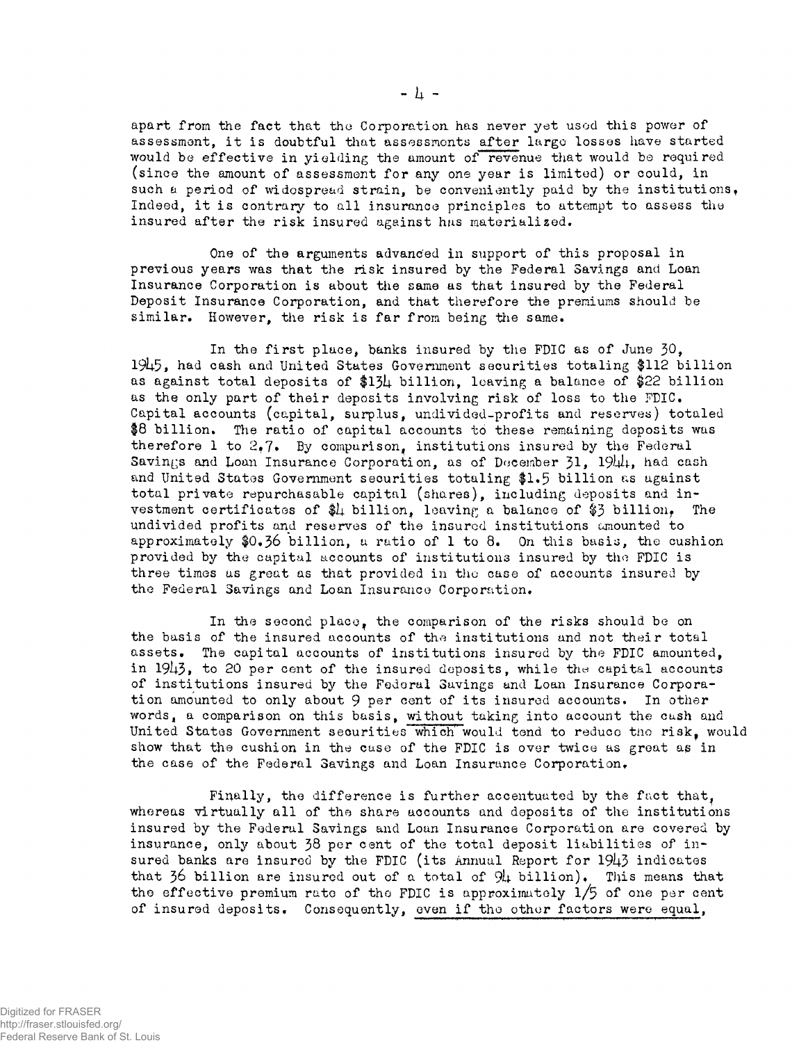apart from the fact that the Corporation has never yet used this power of assessment, it is doubtful that assessments after large losses have started would be effective in yielding the amount of revenue that would be required (since the amount of assessment for any one year is limited) or could, in such a period of widespread strain, be conveniently paid by the institutions. Indeed, it is contrary to all insurance principles to attempt to assess the insured after the risk insured against has materialized.

One of the arguments advanced in support of this proposal in previous years was that the risk insured by the Federal Savings and Loan Insurance Corporation is about the same as that insured by the Federal Deposit Insurance Corporation, and that therefore the premiums should be similar. However, the risk is far from being the same.

In the first place, banks insured by the FDIC as of June 30, 1945, had cash and United States Government securities totaling $112 billion as against total deposits of $134 billion, leaving a balance of $22 billion as the only part of their deposits involving risk of loss to the FDIC. Capital accounts (capital, surplus, undivided-profits and reserves) totaled $8 billion. The ratio of capital accounts to these remaining deposits was therefore 1 to 2.7. By comparison, institutions insured by the Federal Savings and Loan Insurance Corporation, as of December 31, 1944, had cash and United States Government securities totaling $1.5 billion as against total private repurchasable capital (shares), including deposits and investment certificates of $4 billion, leaving a balance of $3 billion. The undivided profits and reserves of the insured institutions amounted to approximately $0.36 billion, a ratio of 1 to 8. On this basis, the cushion provided by the capital accounts of institutions insured by the FDIC is three times as great as that provided in the case of accounts insured by the Federal Savings and Loan Insurance Corporation.

In the second place, the comparison of the risks should be on the basis of the insured accounts of the institutions and not their total assets. The capital accounts of institutions insured by the FDIC amounted, in 1943, to 20 per cent of the insured deposits, while the capital accounts of institutions insured by the Federal Savings and Loan Insurance Corporation amounted to only about 9 per cent of its insured accounts. In other words, a comparison on this basis, without taking into account the cash and United States Government securities which would tend to reduce the risk, would show that the cushion in the case of the FDIC is over twice as great as in the case of the Federal Savings and Loan Insurance Corporation.

Finally, the difference is further accentuated by the fact that, whereas virtually all of the share accounts and deposits of the institutions insured by the Federal Savings and Loan Insurance Corporation are covered by insurance, only about 38 per cent of the total deposit liabilities of insured banks are insured by the FDIC (its Annual Report for 1943 indicates that 36 billion are insured out of a total of 94 billion). This means that the effective premium rate of the FDIC is approximately 1/5 of one per cent of insured deposits. Consequently, even if the other factors were equal,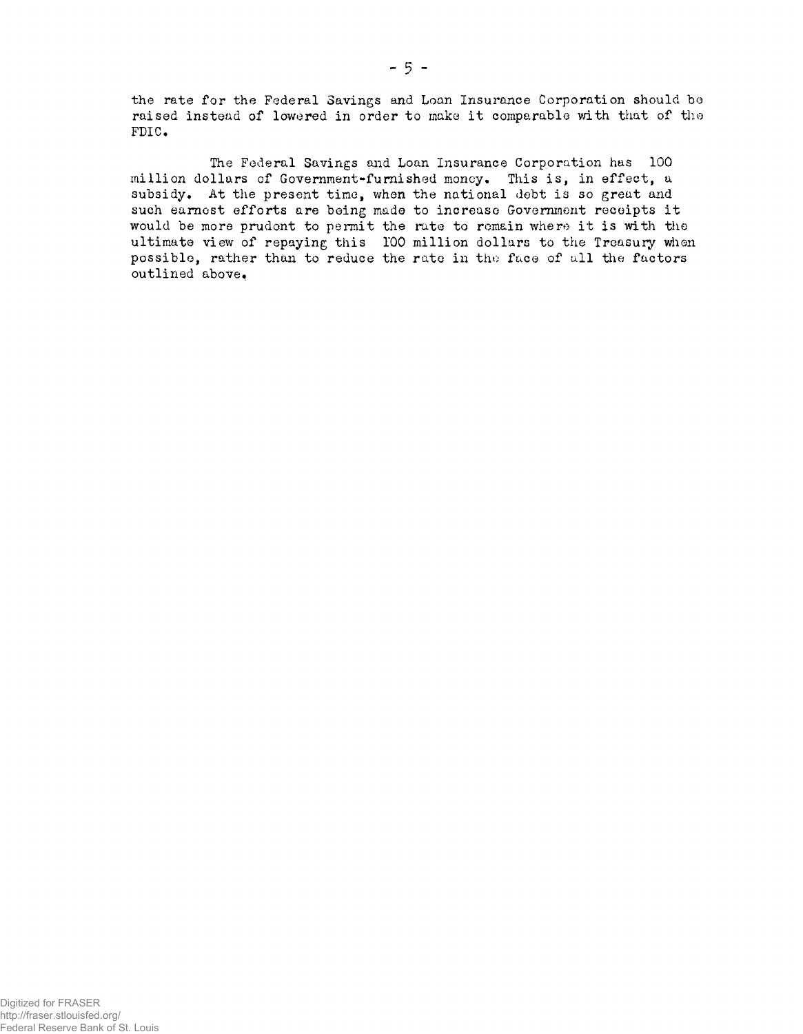the rate for the Federal Savings and Loan Insurance Corporation should be raised instead of lowered in order to make it comparable with that of the FDIC.

The Federal Savings and Loan Insurance Corporation has 100 million dollars of Government-furnished money. This is, in effect, a subsidy. At the present time, when the national debt is so great and such earnest efforts are being made to increase Government receipts it would be more prudent to permit the rate to remain where it is with the ultimate view of repaying this 100 million dollars to the Treasury when possible, rather than to reduce the rate in the face of all the factors outlined above.